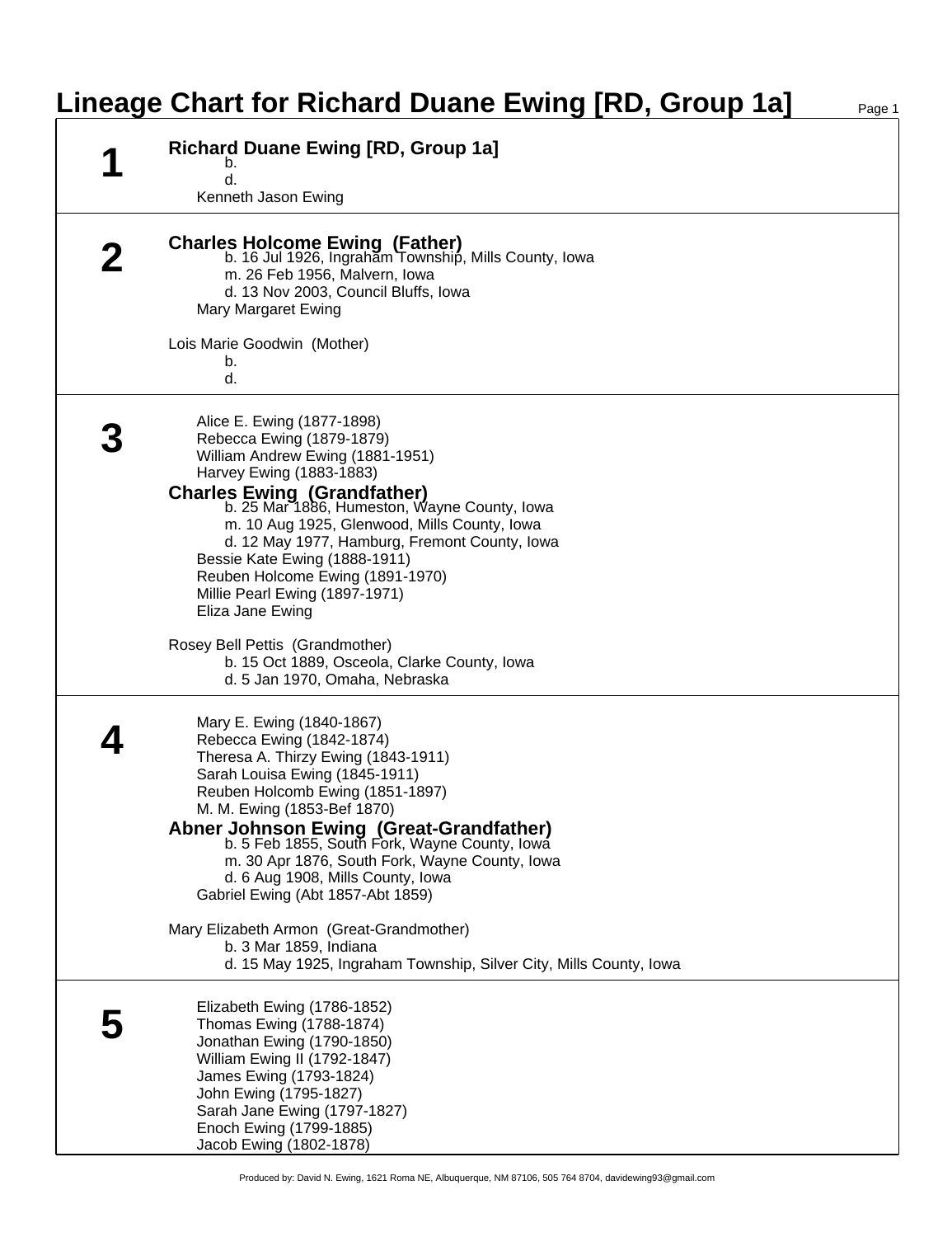# Lineage Chart for Richard Duane Ewing [RD, Group 1a]

## 1

**Richard Duane Ewing [RD, Group 1a]**
b.
d.
Kenneth Jason Ewing

## 2

**Charles Holcome Ewing (Father)**
b. 16 Jul 1926, Ingraham Township, Mills County, Iowa
m. 26 Feb 1956, Malvern, Iowa
d. 13 Nov 2003, Council Bluffs, Iowa
Mary Margaret Ewing

Lois Marie Goodwin (Mother)
b.
d.

## 3

Alice E. Ewing (1877-1898)
Rebecca Ewing (1879-1879)
William Andrew Ewing (1881-1951)
Harvey Ewing (1883-1883)

**Charles Ewing (Grandfather)**
b. 25 Mar 1886, Humeston, Wayne County, Iowa
m. 10 Aug 1925, Glenwood, Mills County, Iowa
d. 12 May 1977, Hamburg, Fremont County, Iowa

Bessie Kate Ewing (1888-1911)
Reuben Holcome Ewing (1891-1970)
Millie Pearl Ewing (1897-1971)
Eliza Jane Ewing

Rosey Bell Pettis (Grandmother)
b. 15 Oct 1889, Osceola, Clarke County, Iowa
d. 5 Jan 1970, Omaha, Nebraska

## 4

Mary E. Ewing (1840-1867)
Rebecca Ewing (1842-1874)
Theresa A. Thirzy Ewing (1843-1911)
Sarah Louisa Ewing (1845-1911)
Reuben Holcomb Ewing (1851-1897)
M. M. Ewing (1853-Bef 1870)

**Abner Johnson Ewing (Great-Grandfather)**
b. 5 Feb 1855, South Fork, Wayne County, Iowa
m. 30 Apr 1876, South Fork, Wayne County, Iowa
d. 6 Aug 1908, Mills County, Iowa

Gabriel Ewing (Abt 1857-Abt 1859)

Mary Elizabeth Armon (Great-Grandmother)
b. 3 Mar 1859, Indiana
d. 15 May 1925, Ingraham Township, Silver City, Mills County, Iowa

## 5

Elizabeth Ewing (1786-1852)
Thomas Ewing (1788-1874)
Jonathan Ewing (1790-1850)
William Ewing II (1792-1847)
James Ewing (1793-1824)
John Ewing (1795-1827)
Sarah Jane Ewing (1797-1827)
Enoch Ewing (1799-1885)
Jacob Ewing (1802-1878)

Produced by: David N. Ewing, 1621 Roma NE, Albuquerque, NM 87106, 505 764 8704, davidewing93@gmail.com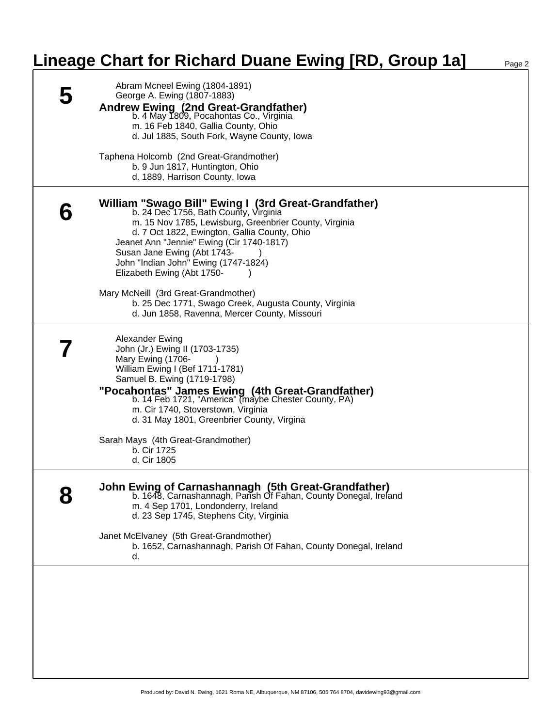# Lineage Chart for Richard Duane Ewing [RD, Group 1a]

## 5

Abram Mcneel Ewing (1804-1891)
George A. Ewing (1807-1883)

**Andrew Ewing (2nd Great-Grandfather)**
b. 4 May 1809, Pocahontas Co., Virginia
m. 16 Feb 1840, Gallia County, Ohio
d. Jul 1885, South Fork, Wayne County, Iowa

Taphena Holcomb (2nd Great-Grandmother)
b. 9 Jun 1817, Huntington, Ohio
d. 1889, Harrison County, Iowa

## 6

**William "Swago Bill" Ewing I (3rd Great-Grandfather)**
b. 24 Dec 1756, Bath County, Virginia
m. 15 Nov 1785, Lewisburg, Greenbrier County, Virginia
d. 7 Oct 1822, Ewington, Gallia County, Ohio

Jeanet Ann "Jennie" Ewing (Cir 1740-1817)
Susan Jane Ewing (Abt 1743- )
John "Indian John" Ewing (1747-1824)
Elizabeth Ewing (Abt 1750- )

Mary McNeill (3rd Great-Grandmother)
b. 25 Dec 1771, Swago Creek, Augusta County, Virginia
d. Jun 1858, Ravenna, Mercer County, Missouri

## 7

Alexander Ewing
John (Jr.) Ewing II (1703-1735)
Mary Ewing (1706- )
William Ewing I (Bef 1711-1781)
Samuel B. Ewing (1719-1798)

**"Pocahontas" James Ewing (4th Great-Grandfather)**
b. 14 Feb 1721, "America" (maybe Chester County, PA)
m. Cir 1740, Stoverstown, Virginia
d. 31 May 1801, Greenbrier County, Virgina

Sarah Mays (4th Great-Grandmother)
b. Cir 1725
d. Cir 1805

## 8

**John Ewing of Carnashannagh (5th Great-Grandfather)**
b. 1648, Carnashannagh, Parish Of Fahan, County Donegal, Ireland
m. 4 Sep 1701, Londonderry, Ireland
d. 23 Sep 1745, Stephens City, Virginia

Janet McElvaney (5th Great-Grandmother)
b. 1652, Carnashannagh, Parish Of Fahan, County Donegal, Ireland
d.

Produced by: David N. Ewing, 1621 Roma NE, Albuquerque, NM 87106, 505 764 8704, davidewing93@gmail.com